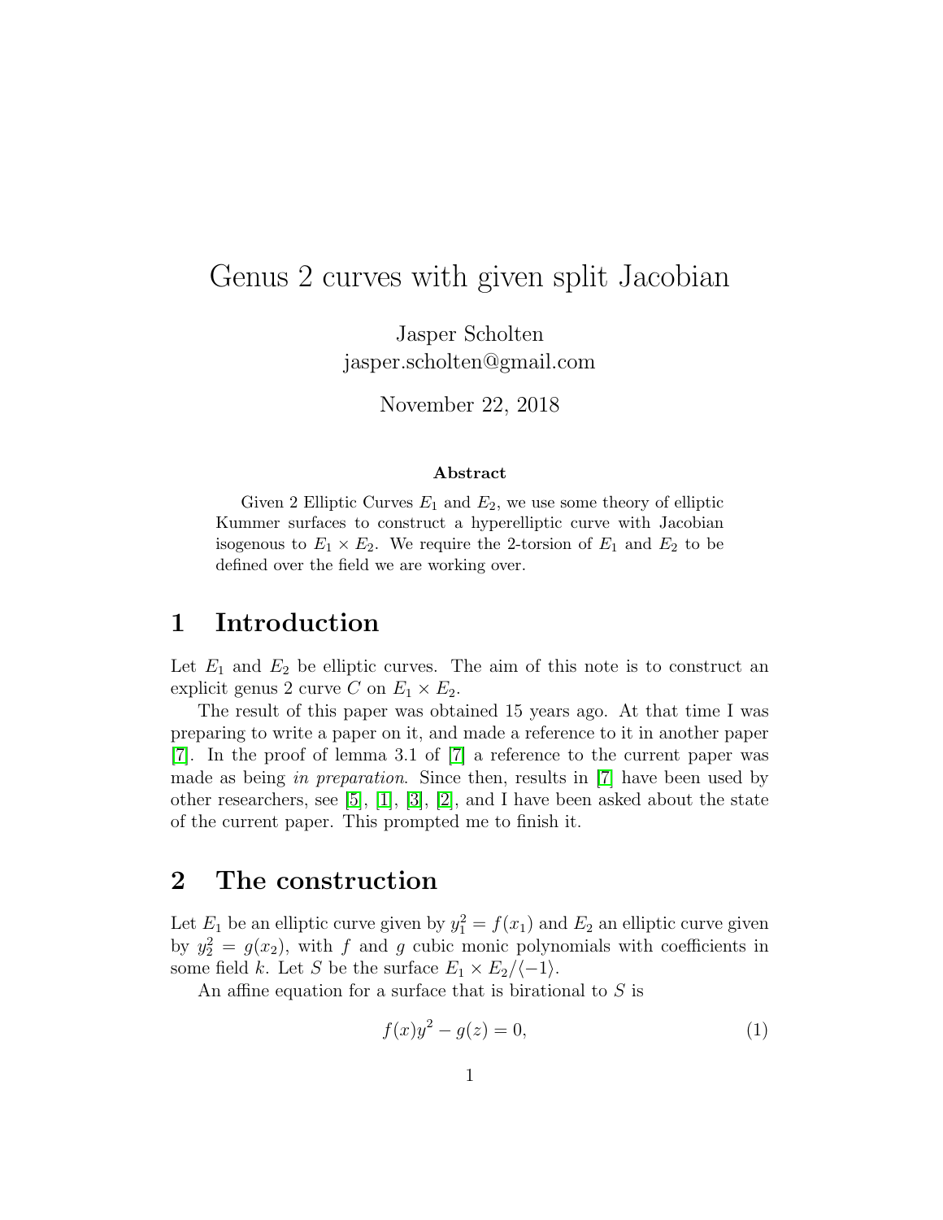# Genus 2 curves with given split Jacobian

Jasper Scholten
jasper.scholten@gmail.com

November 22, 2018

### Abstract

Given 2 Elliptic Curves $E_1$ and $E_2$, we use some theory of elliptic Kummer surfaces to construct a hyperelliptic curve with Jacobian isogenous to $E_1 \times E_2$. We require the 2-torsion of $E_1$ and $E_2$ to be defined over the field we are working over.

## 1 Introduction

Let $E_1$ and $E_2$ be elliptic curves. The aim of this note is to construct an explicit genus 2 curve $C$ on $E_1 \times E_2$.

The result of this paper was obtained 15 years ago. At that time I was preparing to write a paper on it, and made a reference to it in another paper [7]. In the proof of lemma 3.1 of [7] a reference to the current paper was made as being *in preparation.* Since then, results in [7] have been used by other researchers, see [5], [1], [3], [2], and I have been asked about the state of the current paper. This prompted me to finish it.

## 2 The construction

Let $E_1$ be an elliptic curve given by $y_1^2 = f(x_1)$ and $E_2$ an elliptic curve given by $y_2^2 = g(x_2)$, with $f$ and $g$ cubic monic polynomials with coefficients in some field $k$. Let $S$ be the surface $E_1 \times E_2/\langle -1\rangle$.

An affine equation for a surface that is birational to $S$ is

$$f(x)y^2 - g(z) = 0, \tag{1}$$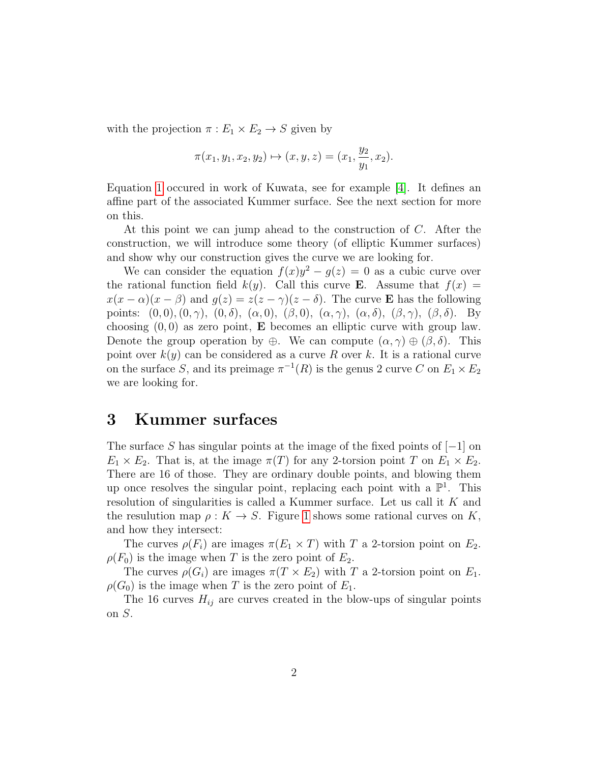with the projection $\pi : E_1 \times E_2 \to S$ given by

$$\pi(x_1, y_1, x_2, y_2) \mapsto (x, y, z) = (x_1, \frac{y_2}{y_1}, x_2).$$

Equation 1 occured in work of Kuwata, see for example [4]. It defines an affine part of the associated Kummer surface. See the next section for more on this.

At this point we can jump ahead to the construction of $C$. After the construction, we will introduce some theory (of elliptic Kummer surfaces) and show why our construction gives the curve we are looking for.

We can consider the equation $f(x)y^2 - g(z) = 0$ as a cubic curve over the rational function field $k(y)$. Call this curve $\mathbf{E}$. Assume that $f(x) = x(x-\alpha)(x-\beta)$ and $g(z) = z(z-\gamma)(z-\delta)$. The curve $\mathbf{E}$ has the following points: $(0,0), (0,\gamma)$, $(0,\delta)$, $(\alpha, 0)$, $(\beta, 0)$, $(\alpha, \gamma)$, $(\alpha, \delta)$, $(\beta, \gamma)$, $(\beta, \delta)$. By choosing $(0,0)$ as zero point, $\mathbf{E}$ becomes an elliptic curve with group law. Denote the group operation by $\oplus$. We can compute $(\alpha, \gamma) \oplus (\beta, \delta)$. This point over $k(y)$ can be considered as a curve $R$ over $k$. It is a rational curve on the surface $S$, and its preimage $\pi^{-1}(R)$ is the genus 2 curve $C$ on $E_1 \times E_2$ we are looking for.

# 3 Kummer surfaces

The surface $S$ has singular points at the image of the fixed points of $[-1]$ on $E_1 \times E_2$. That is, at the image $\pi(T)$ for any 2-torsion point $T$ on $E_1 \times E_2$. There are 16 of those. They are ordinary double points, and blowing them up once resolves the singular point, replacing each point with a $\mathbb{P}^1$. This resolution of singularities is called a Kummer surface. Let us call it $K$ and the resulution map $\rho : K \to S$. Figure 1 shows some rational curves on $K$, and how they intersect:

The curves $\rho(F_i)$ are images $\pi(E_1 \times T)$ with $T$ a 2-torsion point on $E_2$. $\rho(F_0)$ is the image when $T$ is the zero point of $E_2$.

The curves $\rho(G_i)$ are images $\pi(T \times E_2)$ with $T$ a 2-torsion point on $E_1$. $\rho(G_0)$ is the image when $T$ is the zero point of $E_1$.

The 16 curves $H_{ij}$ are curves created in the blow-ups of singular points on $S$.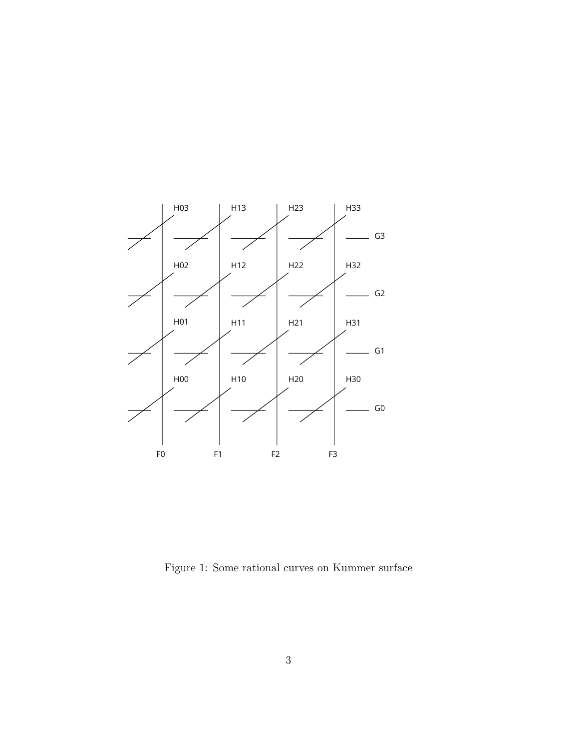Figure 1: Some rational curves on Kummer surface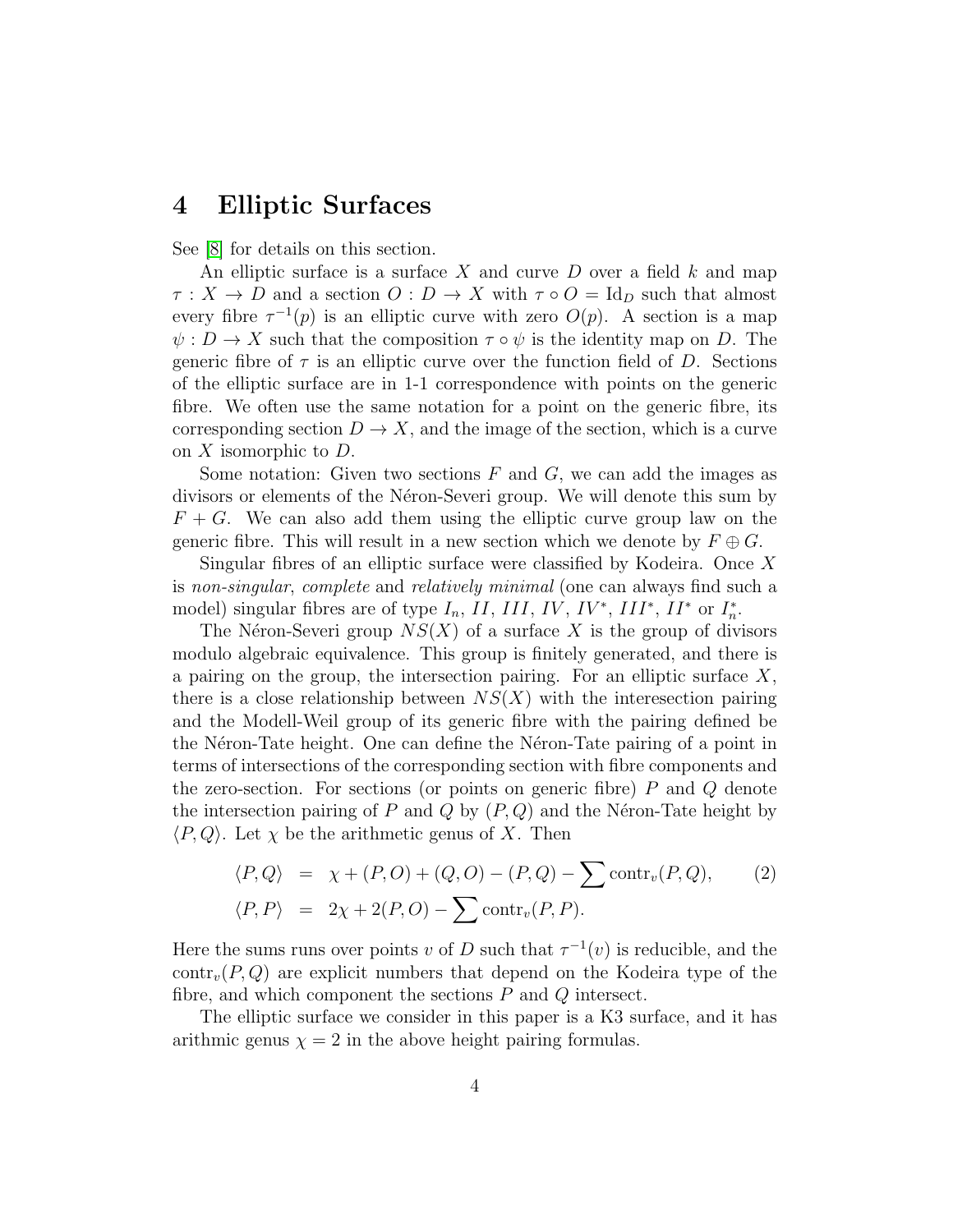# 4 Elliptic Surfaces

See [8] for details on this section.

An elliptic surface is a surface $X$ and curve $D$ over a field $k$ and map $\tau : X \to D$ and a section $O : D \to X$ with $\tau \circ O = \mathrm{Id}_D$ such that almost every fibre $\tau^{-1}(p)$ is an elliptic curve with zero $O(p)$. A section is a map $\psi : D \to X$ such that the composition $\tau \circ \psi$ is the identity map on $D$. The generic fibre of $\tau$ is an elliptic curve over the function field of $D$. Sections of the elliptic surface are in 1-1 correspondence with points on the generic fibre. We often use the same notation for a point on the generic fibre, its corresponding section $D \to X$, and the image of the section, which is a curve on $X$ isomorphic to $D$.

Some notation: Given two sections $F$ and $G$, we can add the images as divisors or elements of the Néron-Severi group. We will denote this sum by $F + G$. We can also add them using the elliptic curve group law on the generic fibre. This will result in a new section which we denote by $F \oplus G$.

Singular fibres of an elliptic surface were classified by Kodeira. Once $X$ is *non-singular*, *complete* and *relatively minimal* (one can always find such a model) singular fibres are of type $I_n$, $II$, $III$, $IV$, $IV^*$, $III^*$, $II^*$ or $I_n^*$.

The Néron-Severi group $NS(X)$ of a surface $X$ is the group of divisors modulo algebraic equivalence. This group is finitely generated, and there is a pairing on the group, the intersection pairing. For an elliptic surface $X$, there is a close relationship between $NS(X)$ with the interesection pairing and the Modell-Weil group of its generic fibre with the pairing defined be the Néron-Tate height. One can define the Néron-Tate pairing of a point in terms of intersections of the corresponding section with fibre components and the zero-section. For sections (or points on generic fibre) $P$ and $Q$ denote the intersection pairing of $P$ and $Q$ by $(P, Q)$ and the Néron-Tate height by $\langle P, Q \rangle$. Let $\chi$ be the arithmetic genus of $X$. Then

$$
\begin{aligned}
\langle P, Q \rangle &= \chi + (P, O) + (Q, O) - (P, Q) - \sum \mathrm{contr}_v(P, Q), \qquad (2) \\
\langle P, P \rangle &= 2\chi + 2(P, O) - \sum \mathrm{contr}_v(P, P).
\end{aligned}
$$

Here the sums runs over points $v$ of $D$ such that $\tau^{-1}(v)$ is reducible, and the $\mathrm{contr}_v(P, Q)$ are explicit numbers that depend on the Kodeira type of the fibre, and which component the sections $P$ and $Q$ intersect.

The elliptic surface we consider in this paper is a K3 surface, and it has arithmic genus $\chi = 2$ in the above height pairing formulas.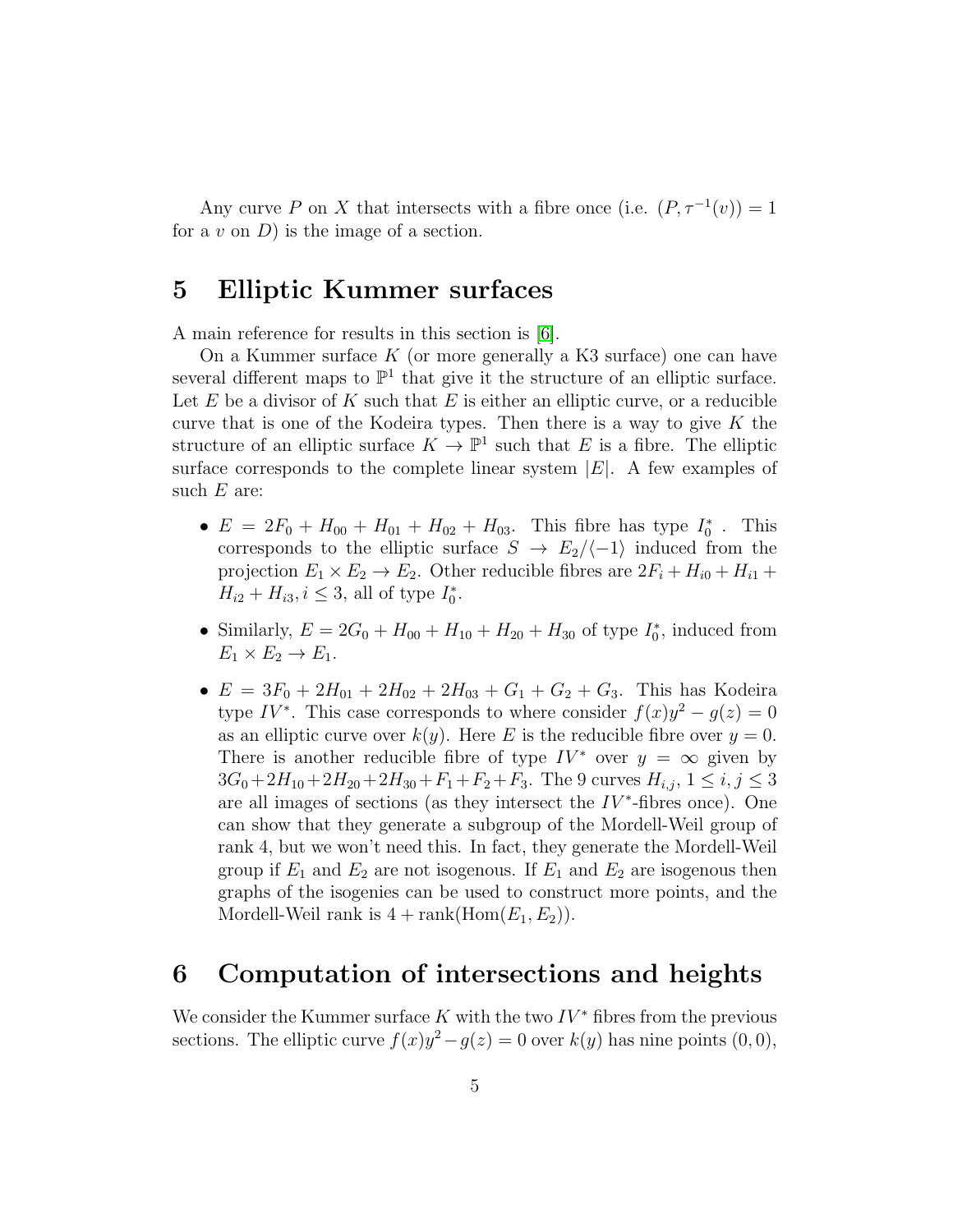Any curve $P$ on $X$ that intersects with a fibre once (i.e. $(P, \tau^{-1}(v)) = 1$ for a $v$ on $D$) is the image of a section.

# 5 Elliptic Kummer surfaces

A main reference for results in this section is [6].

On a Kummer surface $K$ (or more generally a K3 surface) one can have several different maps to $\mathbb{P}^1$ that give it the structure of an elliptic surface. Let $E$ be a divisor of $K$ such that $E$ is either an elliptic curve, or a reducible curve that is one of the Kodeira types. Then there is a way to give $K$ the structure of an elliptic surface $K \to \mathbb{P}^1$ such that $E$ is a fibre. The elliptic surface corresponds to the complete linear system $|E|$. A few examples of such $E$ are:

- $E = 2F_0 + H_{00} + H_{01} + H_{02} + H_{03}$. This fibre has type $I_0^*$ . This corresponds to the elliptic surface $S \to E_2/\langle -1 \rangle$ induced from the projection $E_1 \times E_2 \to E_2$. Other reducible fibres are $2F_i + H_{i0} + H_{i1} + H_{i2} + H_{i3}, i \leq 3$, all of type $I_0^*$.
- Similarly, $E = 2G_0 + H_{00} + H_{10} + H_{20} + H_{30}$ of type $I_0^*$, induced from $E_1 \times E_2 \to E_1$.
- $E = 3F_0 + 2H_{01} + 2H_{02} + 2H_{03} + G_1 + G_2 + G_3$. This has Kodeira type $IV^*$. This case corresponds to where consider $f(x)y^2 - g(z) = 0$ as an elliptic curve over $k(y)$. Here $E$ is the reducible fibre over $y = 0$. There is another reducible fibre of type $IV^*$ over $y = \infty$ given by $3G_0 + 2H_{10} + 2H_{20} + 2H_{30} + F_1 + F_2 + F_3$. The 9 curves $H_{i,j}$, $1 \leq i, j \leq 3$ are all images of sections (as they intersect the $IV^*$-fibres once). One can show that they generate a subgroup of the Mordell-Weil group of rank 4, but we won't need this. In fact, they generate the Mordell-Weil group if $E_1$ and $E_2$ are not isogenous. If $E_1$ and $E_2$ are isogenous then graphs of the isogenies can be used to construct more points, and the Mordell-Weil rank is $4 + \mathrm{rank}(\mathrm{Hom}(E_1, E_2))$.

# 6 Computation of intersections and heights

We consider the Kummer surface $K$ with the two $IV^*$ fibres from the previous sections. The elliptic curve $f(x)y^2 - g(z) = 0$ over $k(y)$ has nine points $(0, 0)$,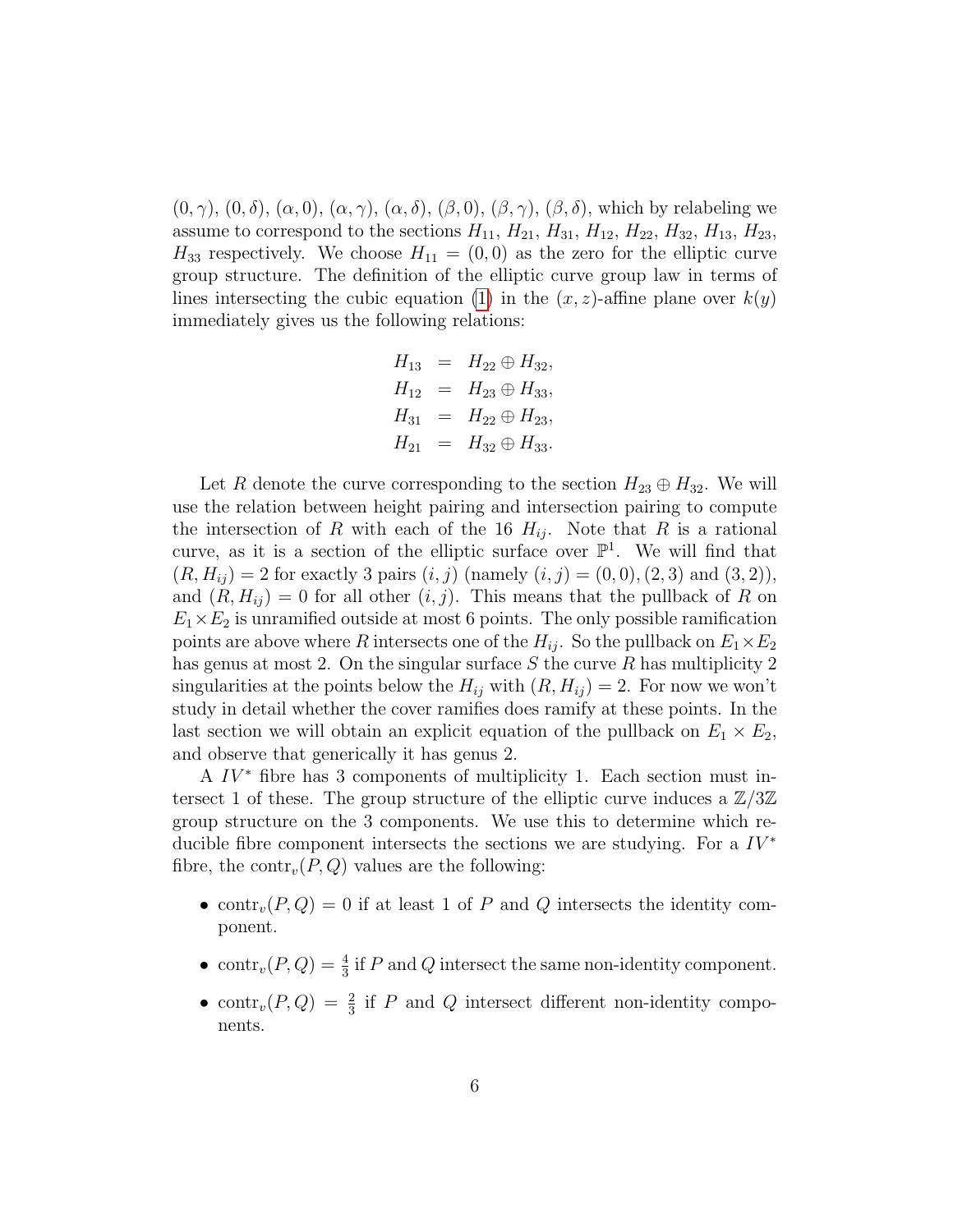$(0, \gamma)$, $(0, \delta)$, $(\alpha, 0)$, $(\alpha, \gamma)$, $(\alpha, \delta)$, $(\beta, 0)$, $(\beta, \gamma)$, $(\beta, \delta)$, which by relabeling we assume to correspond to the sections $H_{11}$, $H_{21}$, $H_{31}$, $H_{12}$, $H_{22}$, $H_{32}$, $H_{13}$, $H_{23}$, $H_{33}$ respectively. We choose $H_{11} = (0, 0)$ as the zero for the elliptic curve group structure. The definition of the elliptic curve group law in terms of lines intersecting the cubic equation (1) in the $(x, z)$-affine plane over $k(y)$ immediately gives us the following relations:

$$
\begin{aligned}
H_{13} &= H_{22} \oplus H_{32}, \\
H_{12} &= H_{23} \oplus H_{33}, \\
H_{31} &= H_{22} \oplus H_{23}, \\
H_{21} &= H_{32} \oplus H_{33}.
\end{aligned}
$$

Let $R$ denote the curve corresponding to the section $H_{23} \oplus H_{32}$. We will use the relation between height pairing and intersection pairing to compute the intersection of $R$ with each of the 16 $H_{ij}$. Note that $R$ is a rational curve, as it is a section of the elliptic surface over $\mathbb{P}^1$. We will find that $(R, H_{ij}) = 2$ for exactly 3 pairs $(i, j)$ (namely $(i, j) = (0, 0), (2, 3)$ and $(3, 2)$), and $(R, H_{ij}) = 0$ for all other $(i, j)$. This means that the pullback of $R$ on $E_1 \times E_2$ is unramified outside at most 6 points. The only possible ramification points are above where $R$ intersects one of the $H_{ij}$. So the pullback on $E_1 \times E_2$ has genus at most 2. On the singular surface $S$ the curve $R$ has multiplicity 2 singularities at the points below the $H_{ij}$ with $(R, H_{ij}) = 2$. For now we won't study in detail whether the cover ramifies does ramify at these points. In the last section we will obtain an explicit equation of the pullback on $E_1 \times E_2$, and observe that generically it has genus 2.

A $IV^*$ fibre has 3 components of multiplicity 1. Each section must intersect 1 of these. The group structure of the elliptic curve induces a $\mathbb{Z}/3\mathbb{Z}$ group structure on the 3 components. We use this to determine which reducible fibre component intersects the sections we are studying. For a $IV^*$ fibre, the $\mathrm{contr}_v(P, Q)$ values are the following:

- $\mathrm{contr}_v(P, Q) = 0$ if at least 1 of $P$ and $Q$ intersects the identity component.
- $\mathrm{contr}_v(P, Q) = \frac{4}{3}$ if $P$ and $Q$ intersect the same non-identity component.
- $\mathrm{contr}_v(P, Q) = \frac{2}{3}$ if $P$ and $Q$ intersect different non-identity components.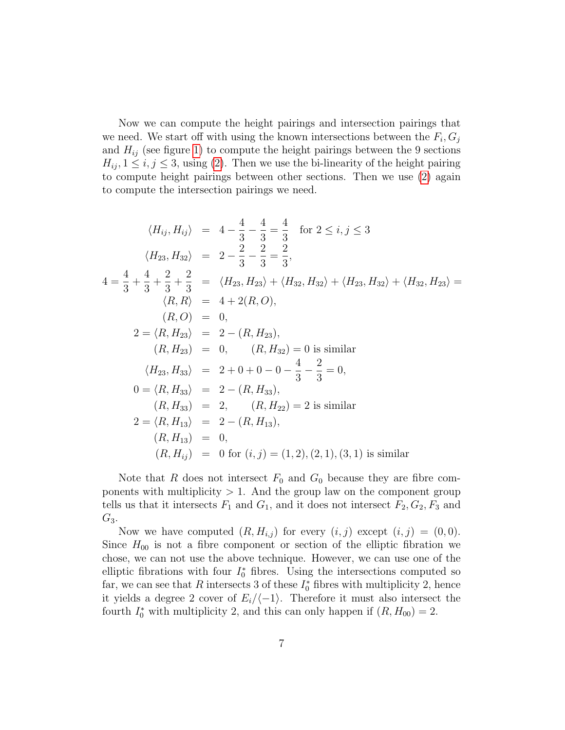Now we can compute the height pairings and intersection pairings that we need. We start off with using the known intersections between the $F_i, G_j$ and $H_{ij}$ (see figure 1) to compute the height pairings between the 9 sections $H_{ij}, 1 \leq i, j \leq 3$, using (2). Then we use the bi-linearity of the height pairing to compute height pairings between other sections. Then we use (2) again to compute the intersection pairings we need.

$$
\begin{aligned}
\langle H_{ij}, H_{ij} \rangle &= 4 - \frac{4}{3} - \frac{4}{3} = \frac{4}{3} \quad \text{for } 2 \leq i, j \leq 3 \\
\langle H_{23}, H_{32} \rangle &= 2 - \frac{2}{3} - \frac{2}{3} = \frac{2}{3}, \\
4 = \frac{4}{3} + \frac{4}{3} + \frac{2}{3} + \frac{2}{3} &= \langle H_{23}, H_{23} \rangle + \langle H_{32}, H_{32} \rangle + \langle H_{23}, H_{32} \rangle + \langle H_{32}, H_{23} \rangle = \\
\langle R, R \rangle &= 4 + 2(R, O), \\
(R, O) &= 0, \\
2 = \langle R, H_{23} \rangle &= 2 - (R, H_{23}), \\
(R, H_{23}) &= 0, \qquad (R, H_{32}) = 0 \text{ is similar} \\
\langle H_{23}, H_{33} \rangle &= 2 + 0 + 0 - 0 - \frac{4}{3} - \frac{2}{3} = 0, \\
0 = \langle R, H_{33} \rangle &= 2 - (R, H_{33}), \\
(R, H_{33}) &= 2, \qquad (R, H_{22}) = 2 \text{ is similar} \\
2 = \langle R, H_{13} \rangle &= 2 - (R, H_{13}), \\
(R, H_{13}) &= 0, \\
(R, H_{ij}) &= 0 \text{ for } (i, j) = (1, 2), (2, 1), (3, 1) \text{ is similar}
\end{aligned}
$$

Note that $R$ does not intersect $F_0$ and $G_0$ because they are fibre components with multiplicity $> 1$. And the group law on the component group tells us that it intersects $F_1$ and $G_1$, and it does not intersect $F_2, G_2, F_3$ and $G_3$.

Now we have computed $(R, H_{i,j})$ for every $(i, j)$ except $(i, j) = (0, 0)$. Since $H_{00}$ is not a fibre component or section of the elliptic fibration we chose, we can not use the above technique. However, we can use one of the elliptic fibrations with four $I_0^*$ fibres. Using the intersections computed so far, we can see that $R$ intersects 3 of these $I_0^*$ fibres with multiplicity 2, hence it yields a degree 2 cover of $E_i/\langle -1 \rangle$. Therefore it must also intersect the fourth $I_0^*$ with multiplicity 2, and this can only happen if $(R, H_{00}) = 2$.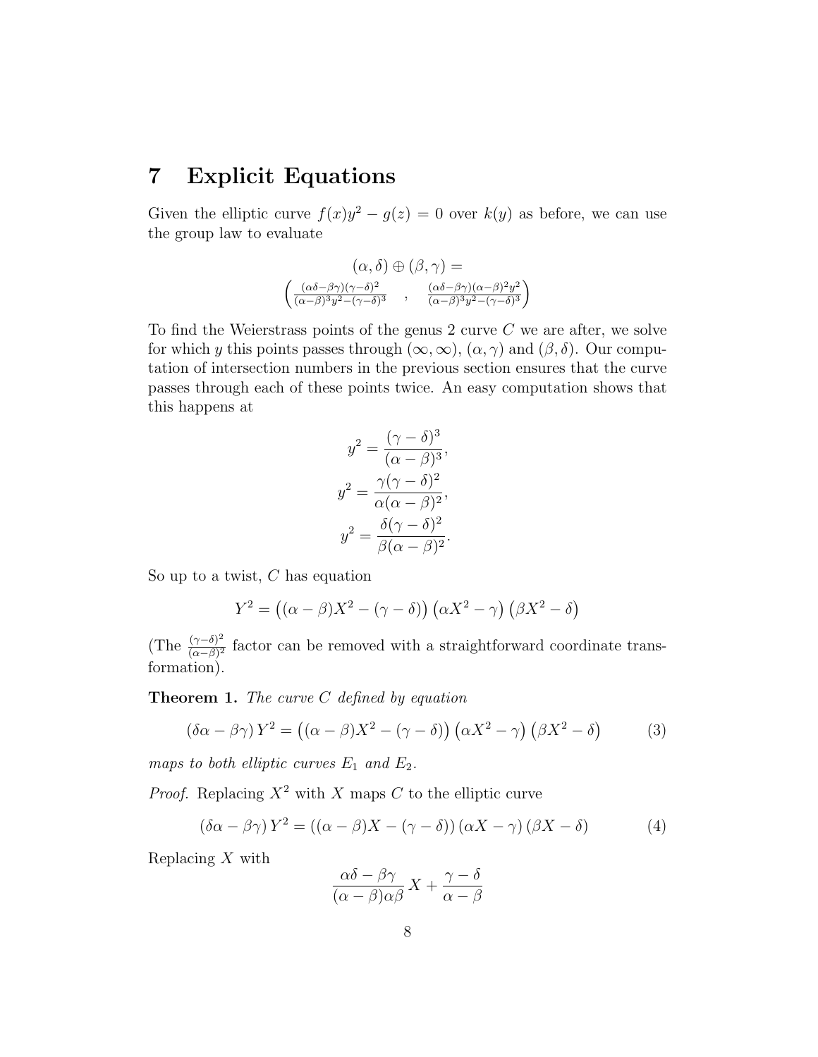# 7 Explicit Equations

Given the elliptic curve $f(x)y^2 - g(z) = 0$ over $k(y)$ as before, we can use the group law to evaluate

$$(\alpha, \delta) \oplus (\beta, \gamma) =$$
$$\left( \frac{(\alpha\delta-\beta\gamma)(\gamma-\delta)^2}{(\alpha-\beta)^3 y^2-(\gamma-\delta)^3} \quad , \quad \frac{(\alpha\delta-\beta\gamma)(\alpha-\beta)^2 y^2}{(\alpha-\beta)^3 y^2-(\gamma-\delta)^3} \right)$$

To find the Weierstrass points of the genus 2 curve $C$ we are after, we solve for which $y$ this points passes through $(\infty, \infty)$, $(\alpha, \gamma)$ and $(\beta, \delta)$. Our computation of intersection numbers in the previous section ensures that the curve passes through each of these points twice. An easy computation shows that this happens at

$$y^2 = \frac{(\gamma-\delta)^3}{(\alpha-\beta)^3},$$
$$y^2 = \frac{\gamma(\gamma-\delta)^2}{\alpha(\alpha-\beta)^2},$$
$$y^2 = \frac{\delta(\gamma-\delta)^2}{\beta(\alpha-\beta)^2}.$$

So up to a twist, $C$ has equation

$$Y^2 = \left((\alpha-\beta)X^2 - (\gamma-\delta)\right)\left(\alpha X^2 - \gamma\right)\left(\beta X^2 - \delta\right)$$

(The $\frac{(\gamma-\delta)^2}{(\alpha-\beta)^2}$ factor can be removed with a straightforward coordinate transformation).

**Theorem 1.** *The curve $C$ defined by equation*

$$(\delta\alpha - \beta\gamma)\, Y^2 = \left((\alpha-\beta)X^2 - (\gamma-\delta)\right)\left(\alpha X^2 - \gamma\right)\left(\beta X^2 - \delta\right) \tag{3}$$

*maps to both elliptic curves $E_1$ and $E_2$.*

*Proof.* Replacing $X^2$ with $X$ maps $C$ to the elliptic curve

$$(\delta\alpha - \beta\gamma)\, Y^2 = \left((\alpha-\beta)X - (\gamma-\delta)\right)\left(\alpha X - \gamma\right)\left(\beta X - \delta\right) \tag{4}$$

Replacing $X$ with

$$\frac{\alpha\delta - \beta\gamma}{(\alpha-\beta)\alpha\beta}X + \frac{\gamma-\delta}{\alpha-\beta}$$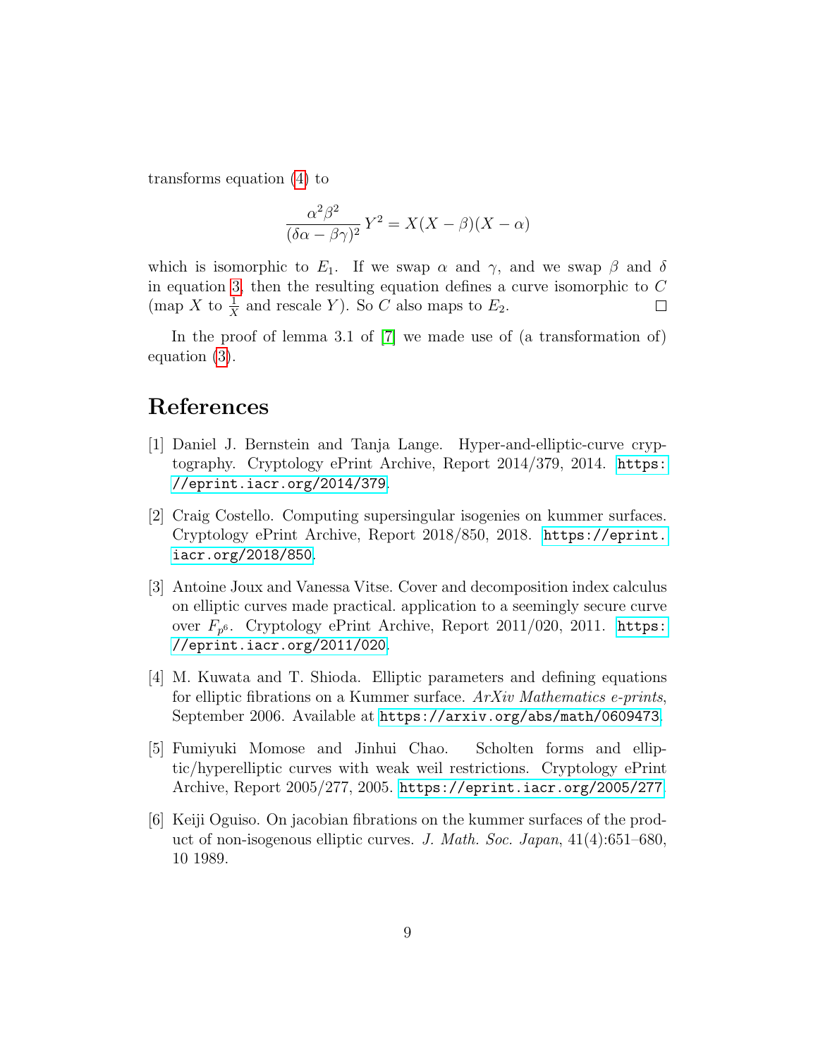transforms equation (4) to

$$\frac{\alpha^2\beta^2}{(\delta\alpha - \beta\gamma)^2}\,Y^2 = X(X-\beta)(X-\alpha)$$

which is isomorphic to $E_1$. If we swap $\alpha$ and $\gamma$, and we swap $\beta$ and $\delta$ in equation 3, then the resulting equation defines a curve isomorphic to $C$ (map $X$ to $\frac{1}{X}$ and rescale $Y$). So $C$ also maps to $E_2$. □

In the proof of lemma 3.1 of [7] we made use of (a transformation of) equation (3).

# References

[1] Daniel J. Bernstein and Tanja Lange. Hyper-and-elliptic-curve cryptography. Cryptology ePrint Archive, Report 2014/379, 2014. https://eprint.iacr.org/2014/379.

[2] Craig Costello. Computing supersingular isogenies on kummer surfaces. Cryptology ePrint Archive, Report 2018/850, 2018. https://eprint.iacr.org/2018/850.

[3] Antoine Joux and Vanessa Vitse. Cover and decomposition index calculus on elliptic curves made practical. application to a seemingly secure curve over $F_{p^6}$. Cryptology ePrint Archive, Report 2011/020, 2011. https://eprint.iacr.org/2011/020.

[4] M. Kuwata and T. Shioda. Elliptic parameters and defining equations for elliptic fibrations on a Kummer surface. *ArXiv Mathematics e-prints*, September 2006. Available at https://arxiv.org/abs/math/0609473.

[5] Fumiyuki Momose and Jinhui Chao. Scholten forms and elliptic/hyperelliptic curves with weak weil restrictions. Cryptology ePrint Archive, Report 2005/277, 2005. https://eprint.iacr.org/2005/277.

[6] Keiji Oguiso. On jacobian fibrations on the kummer surfaces of the product of non-isogenous elliptic curves. *J. Math. Soc. Japan*, 41(4):651–680, 10 1989.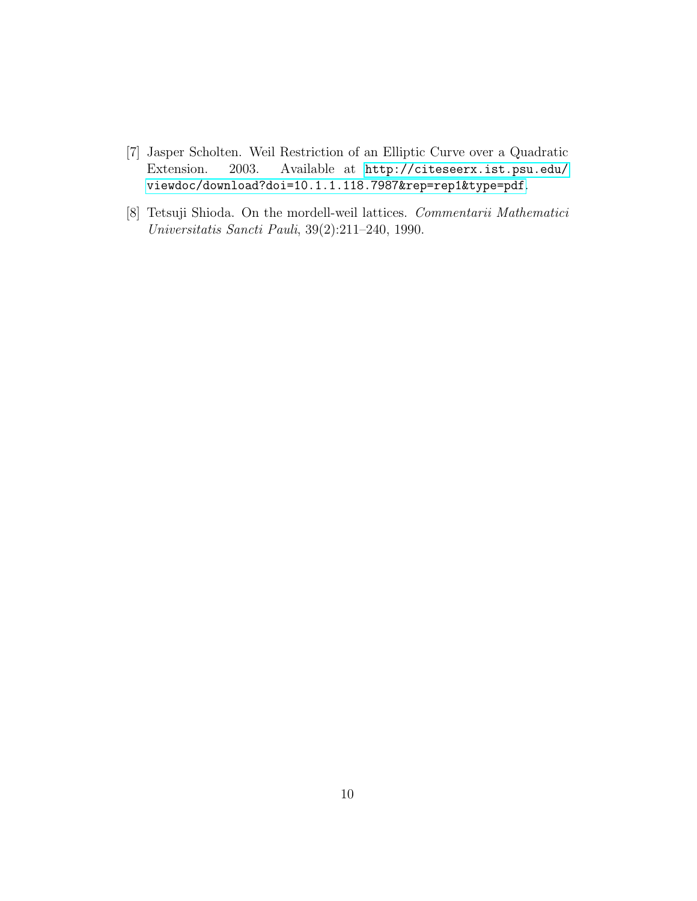[7] Jasper Scholten. Weil Restriction of an Elliptic Curve over a Quadratic Extension. 2003. Available at http://citeseerx.ist.psu.edu/viewdoc/download?doi=10.1.1.118.7987&rep=rep1&type=pdf.

[8] Tetsuji Shioda. On the mordell-weil lattices. *Commentarii Mathematici Universitatis Sancti Pauli*, 39(2):211–240, 1990.